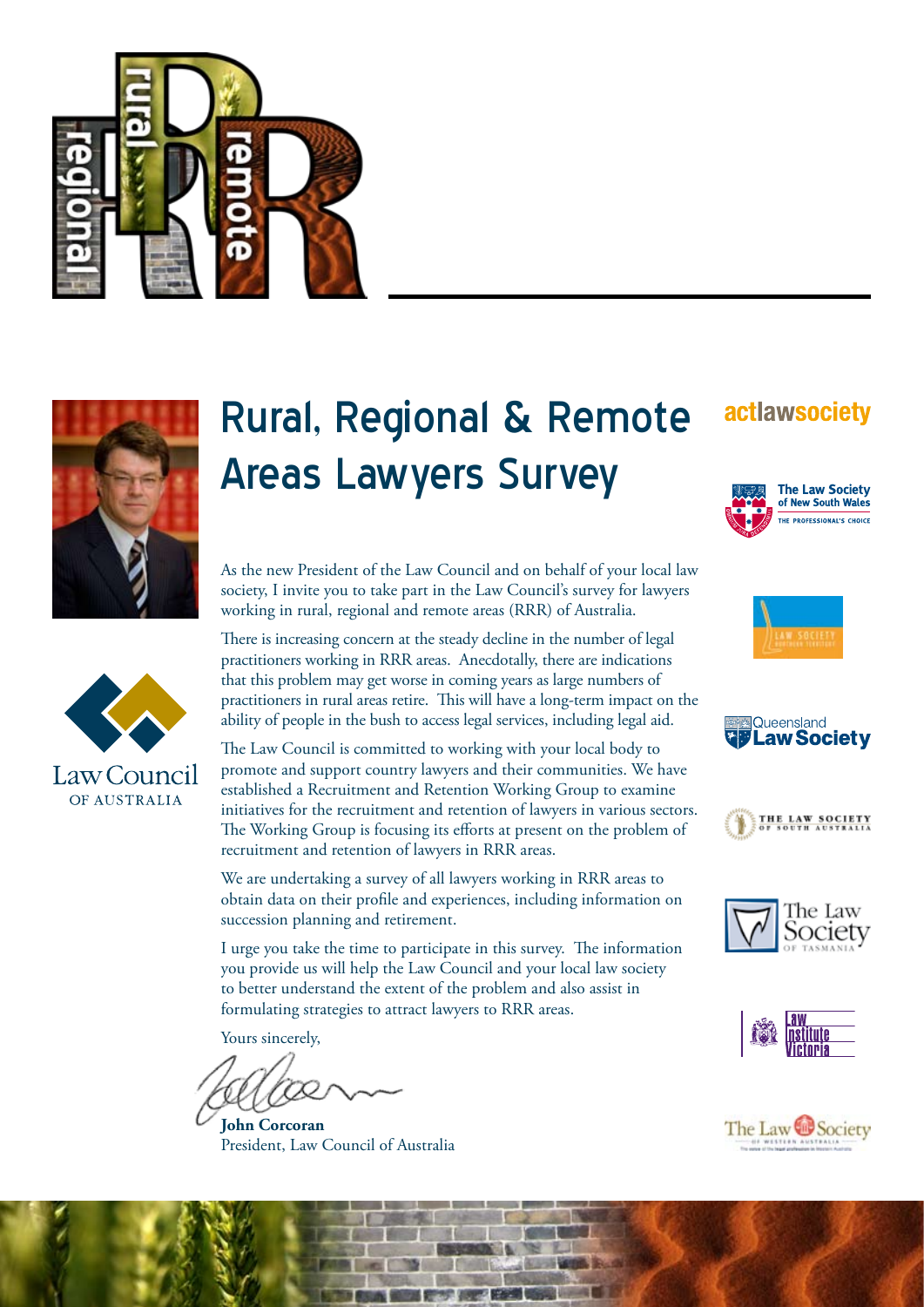# Rural, Regional & Remote Areas Lawyers Survey

As the new President of the Law Council and on behalf of your local law society, I invite you to take part in the Law Council's survey for lawyers working in rural, regional and remote areas (RRR) of Australia.

There is increasing concern at the steady decline in the number of legal practitioners working in RRR areas. Anecdotally, there are indications that this problem may get worse in coming years as large numbers of practitioners in rural areas retire. This will have a long-term impact on the ability of people in the bush to access legal services, including legal aid.

The Law Council is committed to working with your local body to promote and support country lawyers and their communities. We have established a Recruitment and Retention Working Group to examine initiatives for the recruitment and retention of lawyers in various sectors. The Working Group is focusing its efforts at present on the problem of recruitment and retention of lawyers in RRR areas.

We are undertaking a survey of all lawyers working in RRR areas to obtain data on their profile and experiences, including information on succession planning and retirement.

I urge you take the time to participate in this survey. The information you provide us will help the Law Council and your local law society to better understand the extent of the problem and also assist in formulating strategies to attract lawyers to RRR areas.

Yours sincerely,

**John Corcoran**
President, Law Council of Australia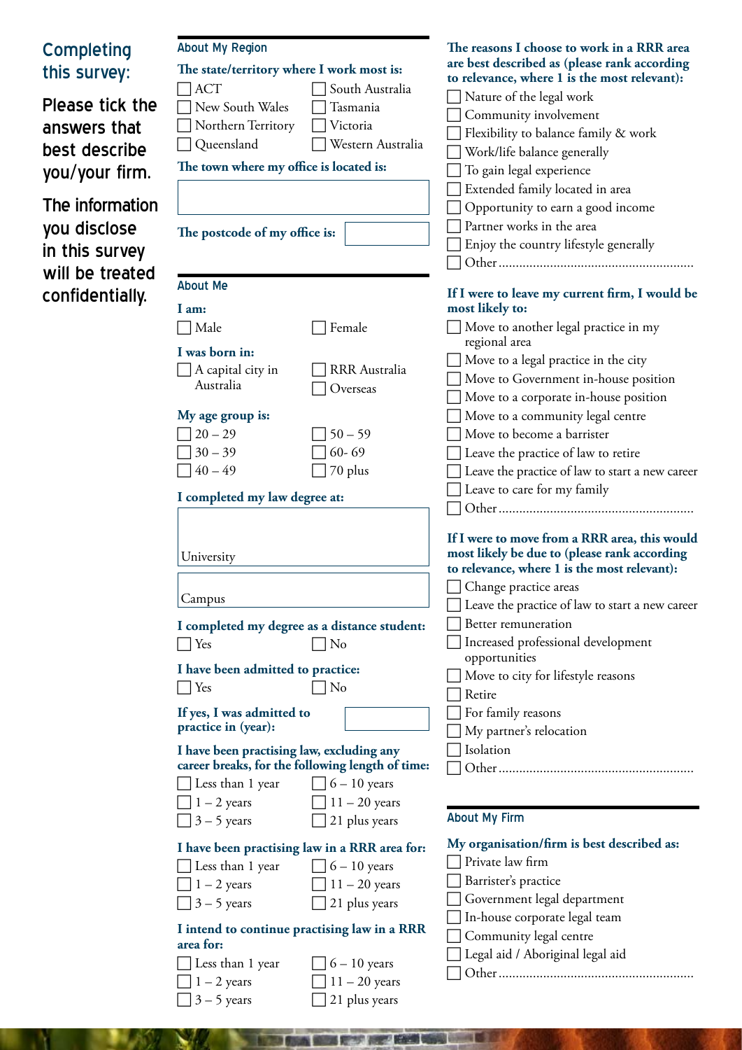## Completing this survey:

Please tick the answers that best describe you/your firm.

The information you disclose in this survey will be treated confidentially.

### About My Region

**The state/territory where I work most is:**

- [ ] ACT
- [ ] New South Wales
- [ ] Northern Territory
- [ ] Queensland
- [ ] South Australia
- [ ] Tasmania
- [ ] Victoria
- [ ] Western Australia

**The town where my office is located is:**

**The postcode of my office is:**

### About Me

**I am:**

- [ ] Male
- [ ] Female

**I was born in:**

- [ ] A capital city in Australia
- [ ] RRR Australia
- [ ] Overseas

**My age group is:**

- [ ] 20 – 29
- [ ] 30 – 39
- [ ] 40 – 49
- [ ] 50 – 59
- [ ] 60- 69
- [ ] 70 plus

**I completed my law degree at:**

University

Campus

**I completed my degree as a distance student:**

- [ ] Yes
- [ ] No

**I have been admitted to practice:**

- [ ] Yes
- [ ] No

**If yes, I was admitted to practice in (year):**

**I have been practising law, excluding any career breaks, for the following length of time:**

- [ ] Less than 1 year
- [ ] 1 – 2 years
- [ ] 3 – 5 years
- [ ] 6 – 10 years
- [ ] 11 – 20 years
- [ ] 21 plus years

**I have been practising law in a RRR area for:**

- [ ] Less than 1 year
- [ ] 1 – 2 years
- [ ] 3 – 5 years
- [ ] 6 – 10 years
- [ ] 11 – 20 years
- [ ] 21 plus years

**I intend to continue practising law in a RRR area for:**

- [ ] Less than 1 year
- [ ] 1 – 2 years
- [ ] 3 – 5 years
- [ ] 6 – 10 years
- [ ] 11 – 20 years
- [ ] 21 plus years

**The reasons I choose to work in a RRR area are best described as (please rank according to relevance, where 1 is the most relevant):**

- [ ] Nature of the legal work
- [ ] Community involvement
- [ ] Flexibility to balance family & work
- [ ] Work/life balance generally
- [ ] To gain legal experience
- [ ] Extended family located in area
- [ ] Opportunity to earn a good income
- [ ] Partner works in the area
- [ ] Enjoy the country lifestyle generally
- [ ] Other........................................................

**If I were to leave my current firm, I would be most likely to:**

- [ ] Move to another legal practice in my regional area
- [ ] Move to a legal practice in the city
- [ ] Move to Government in-house position
- [ ] Move to a corporate in-house position
- [ ] Move to a community legal centre
- [ ] Move to become a barrister
- [ ] Leave the practice of law to retire
- [ ] Leave the practice of law to start a new career
- [ ] Leave to care for my family
- [ ] Other........................................................

**If I were to move from a RRR area, this would most likely be due to (please rank according to relevance, where 1 is the most relevant):**

- [ ] Change practice areas
- [ ] Leave the practice of law to start a new career
- [ ] Better remuneration
- [ ] Increased professional development opportunities
- [ ] Move to city for lifestyle reasons
- [ ] Retire
- [ ] For family reasons
- [ ] My partner's relocation
- [ ] Isolation
- [ ] Other........................................................

### About My Firm

**My organisation/firm is best described as:**

- [ ] Private law firm
- [ ] Barrister's practice
- [ ] Government legal department
- [ ] In-house corporate legal team
- [ ] Community legal centre
- [ ] Legal aid / Aboriginal legal aid
- [ ] Other........................................................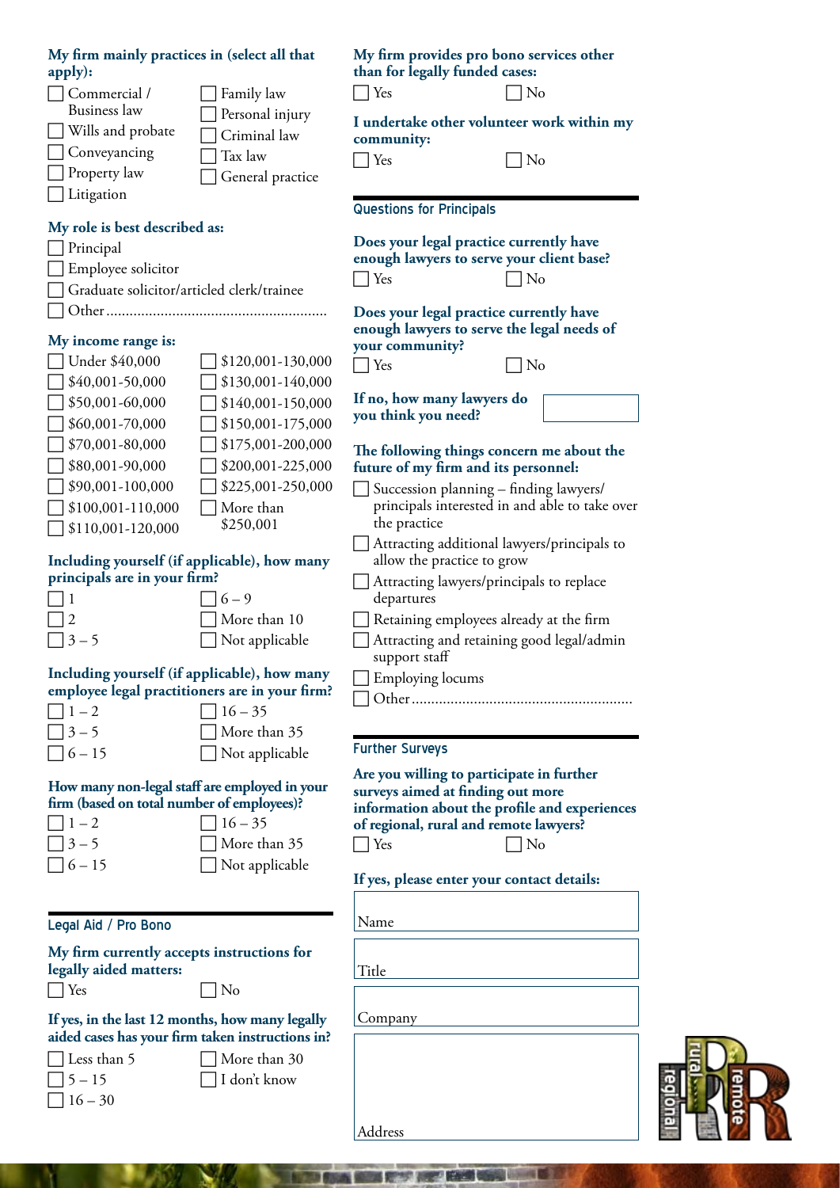**My firm mainly practices in (select all that apply):**

- ☐ Commercial / Business law
- ☐ Wills and probate
- ☐ Conveyancing
- ☐ Property law
- ☐ Litigation
- ☐ Family law
- ☐ Personal injury
- ☐ Criminal law
- ☐ Tax law
- ☐ General practice

**My role is best described as:**

- ☐ Principal
- ☐ Employee solicitor
- ☐ Graduate solicitor/articled clerk/trainee
- ☐ Other ........................................................

**My income range is:**

- ☐ Under $40,000
- ☐ $40,001-50,000
- ☐ $50,001-60,000
- ☐ $60,001-70,000
- ☐ $70,001-80,000
- ☐ $80,001-90,000
- ☐ $90,001-100,000
- ☐ $100,001-110,000
- ☐ $110,001-120,000
- ☐ $120,001-130,000
- ☐ $130,001-140,000
- ☐ $140,001-150,000
- ☐ $150,001-175,000
- ☐ $175,001-200,000
- ☐ $200,001-225,000
- ☐ $225,001-250,000
- ☐ More than $250,001

**Including yourself (if applicable), how many principals are in your firm?**

- ☐ 1
- ☐ 2
- ☐ 3 – 5
- ☐ 6 – 9
- ☐ More than 10
- ☐ Not applicable

**Including yourself (if applicable), how many employee legal practitioners are in your firm?**

- ☐ 1 – 2
- ☐ 3 – 5
- ☐ 6 – 15
- ☐ 16 – 35
- ☐ More than 35
- ☐ Not applicable

**How many non-legal staff are employed in your firm (based on total number of employees)?**

- ☐ 1 – 2
- ☐ 3 – 5
- ☐ 6 – 15
- ☐ 16 – 35
- ☐ More than 35
- ☐ Not applicable

## Legal Aid / Pro Bono

**My firm currently accepts instructions for legally aided matters:**

☐ Yes ☐ No

**If yes, in the last 12 months, how many legally aided cases has your firm taken instructions in?**

- ☐ Less than 5
- ☐ 5 – 15
- ☐ 16 – 30
- ☐ More than 30
- ☐ I don't know

**My firm provides pro bono services other than for legally funded cases:**

☐ Yes ☐ No

**I undertake other volunteer work within my community:**

☐ Yes ☐ No

## Questions for Principals

**Does your legal practice currently have enough lawyers to serve your client base?**

☐ Yes ☐ No

**Does your legal practice currently have enough lawyers to serve the legal needs of your community?**

☐ Yes ☐ No

**If no, how many lawyers do you think you need?** ____________

**The following things concern me about the future of my firm and its personnel:**

- ☐ Succession planning – finding lawyers/principals interested in and able to take over the practice
- ☐ Attracting additional lawyers/principals to allow the practice to grow
- ☐ Attracting lawyers/principals to replace departures
- ☐ Retaining employees already at the firm
- ☐ Attracting and retaining good legal/admin support staff
- ☐ Employing locums
- ☐ Other ........................................................

## Further Surveys

**Are you willing to participate in further surveys aimed at finding out more information about the profile and experiences of regional, rural and remote lawyers?**

☐ Yes ☐ No

**If yes, please enter your contact details:**

Name ____________

Title ____________

Company ____________

Address ____________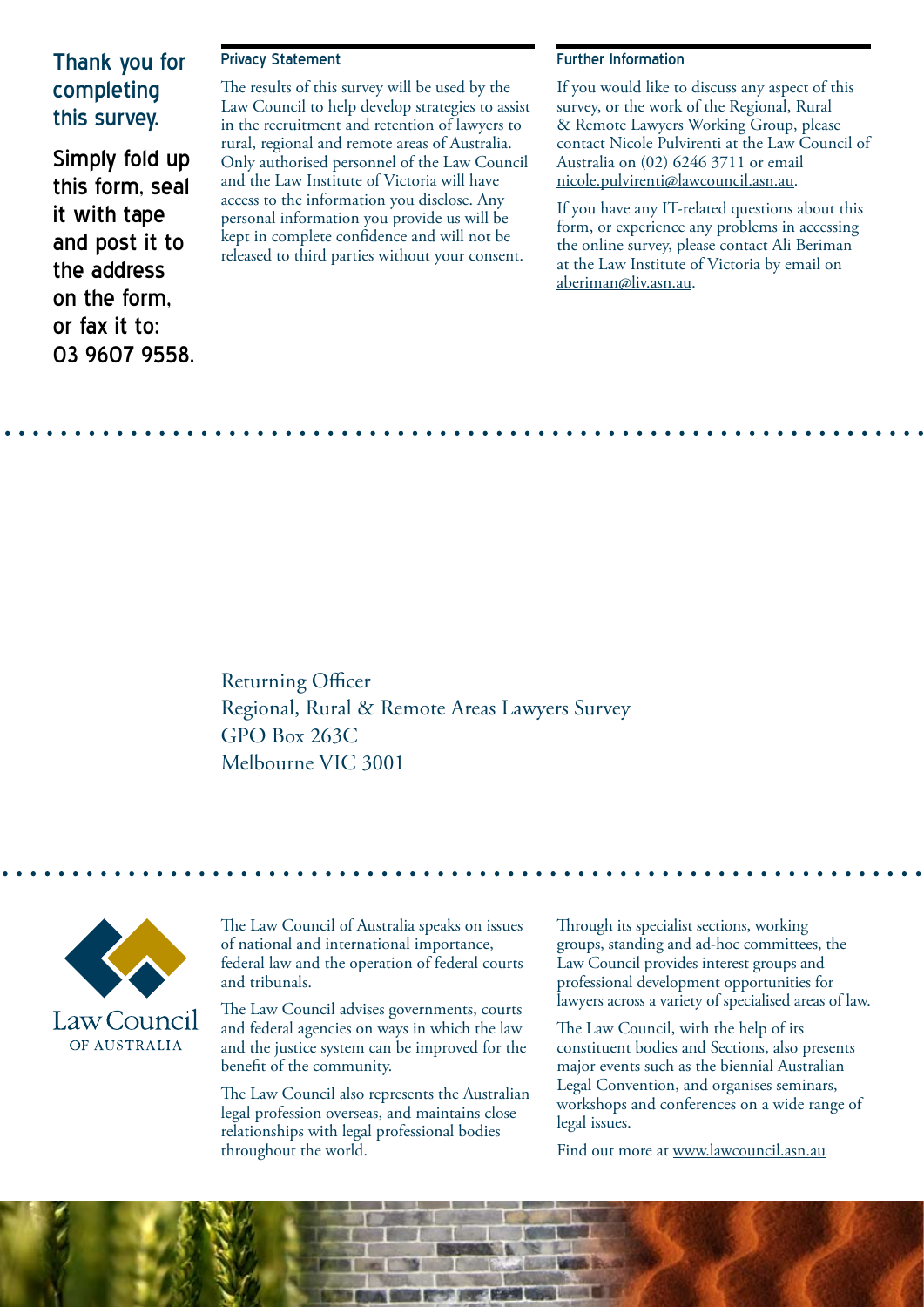**Thank you for completing this survey.**

**Simply fold up this form, seal it with tape and post it to the address on the form, or fax it to: 03 9607 9558.**

### Privacy Statement

The results of this survey will be used by the Law Council to help develop strategies to assist in the recruitment and retention of lawyers to rural, regional and remote areas of Australia. Only authorised personnel of the Law Council and the Law Institute of Victoria will have access to the information you disclose. Any personal information you provide us will be kept in complete confidence and will not be released to third parties without your consent.

### Further Information

If you would like to discuss any aspect of this survey, or the work of the Regional, Rural & Remote Lawyers Working Group, please contact Nicole Pulvirenti at the Law Council of Australia on (02) 6246 3711 or email nicole.pulvirenti@lawcouncil.asn.au.

If you have any IT-related questions about this form, or experience any problems in accessing the online survey, please contact Ali Beriman at the Law Institute of Victoria by email on aberiman@liv.asn.au.

Returning Officer
Regional, Rural & Remote Areas Lawyers Survey
GPO Box 263C
Melbourne VIC 3001

Law Council
OF AUSTRALIA

The Law Council of Australia speaks on issues of national and international importance, federal law and the operation of federal courts and tribunals.

The Law Council advises governments, courts and federal agencies on ways in which the law and the justice system can be improved for the benefit of the community.

The Law Council also represents the Australian legal profession overseas, and maintains close relationships with legal professional bodies throughout the world.

Through its specialist sections, working groups, standing and ad-hoc committees, the Law Council provides interest groups and professional development opportunities for lawyers across a variety of specialised areas of law.

The Law Council, with the help of its constituent bodies and Sections, also presents major events such as the biennial Australian Legal Convention, and organises seminars, workshops and conferences on a wide range of legal issues.

Find out more at www.lawcouncil.asn.au